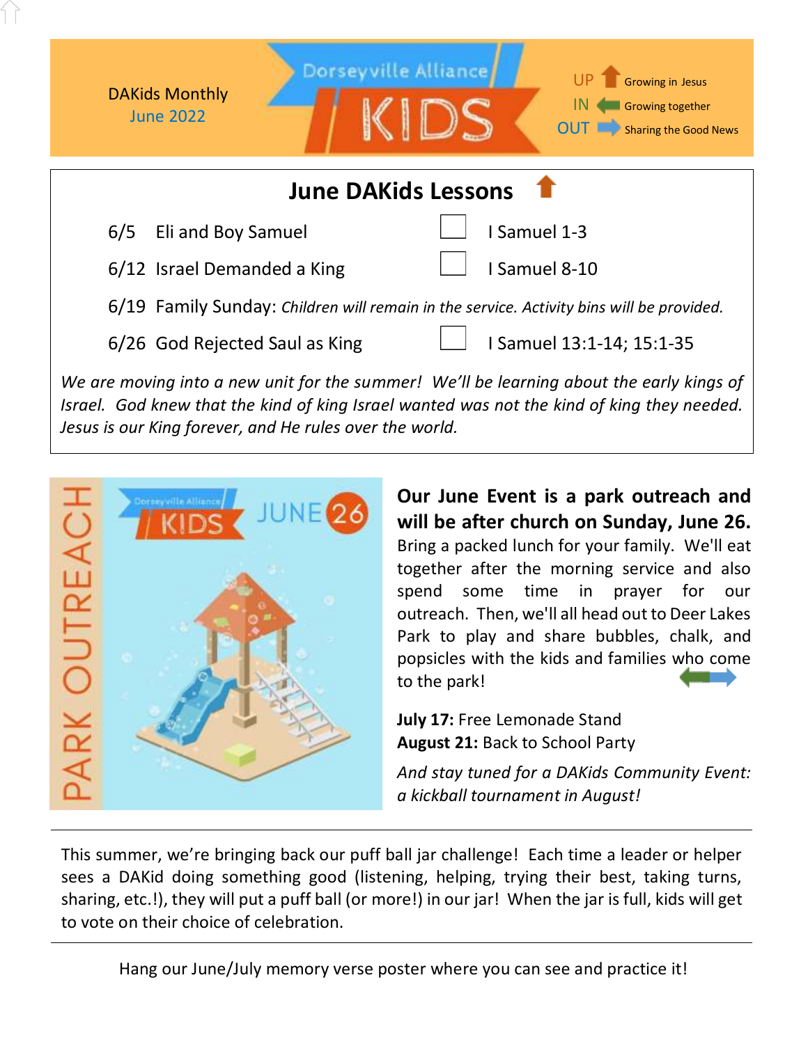DAKids Monthly
June 2022

Dorseyville Alliance KIDS

UP Growing in Jesus
IN Growing together
OUT Sharing the Good News

## June DAKids Lessons

| Date | Lesson | | Scripture |
|---|---|---|---|
| 6/5 | Eli and Boy Samuel | ☐ | I Samuel 1-3 |
| 6/12 | Israel Demanded a King | ☐ | I Samuel 8-10 |
| 6/19 | Family Sunday: *Children will remain in the service. Activity bins will be provided.* | | |
| 6/26 | God Rejected Saul as King | ☐ | I Samuel 13:1-14; 15:1-35 |

*We are moving into a new unit for the summer! We'll be learning about the early kings of Israel. God knew that the kind of king Israel wanted was not the kind of king they needed. Jesus is our King forever, and He rules over the world.*

PARK OUTREACH — Dorseyville Alliance KIDS — JUNE 26

**Our June Event is a park outreach and will be after church on Sunday, June 26.** Bring a packed lunch for your family. We'll eat together after the morning service and also spend some time in prayer for our outreach. Then, we'll all head out to Deer Lakes Park to play and share bubbles, chalk, and popsicles with the kids and families who come to the park!

**July 17:** Free Lemonade Stand
**August 21:** Back to School Party

*And stay tuned for a DAKids Community Event: a kickball tournament in August!*

---

This summer, we're bringing back our puff ball jar challenge! Each time a leader or helper sees a DAKid doing something good (listening, helping, trying their best, taking turns, sharing, etc.!), they will put a puff ball (or more!) in our jar! When the jar is full, kids will get to vote on their choice of celebration.

---

Hang our June/July memory verse poster where you can see and practice it!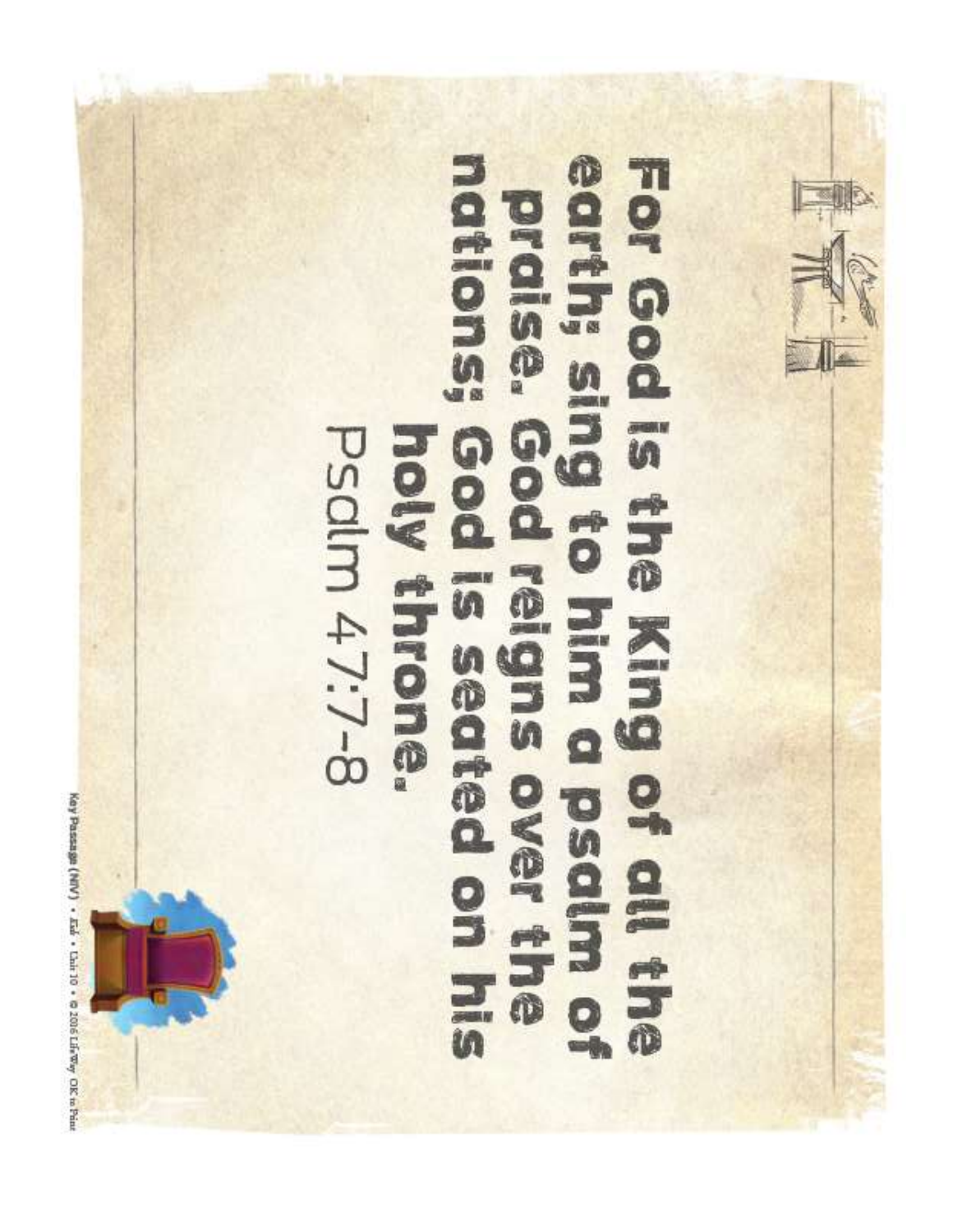For God is the King of all the earth; sing to him a psalm of praise. God reigns over the nations; God is seated on his holy throne.

Psalm 47:7-8

Key Passage (NIV) • Kids • Unit 10 • © 2016 LifeWay OK to Print